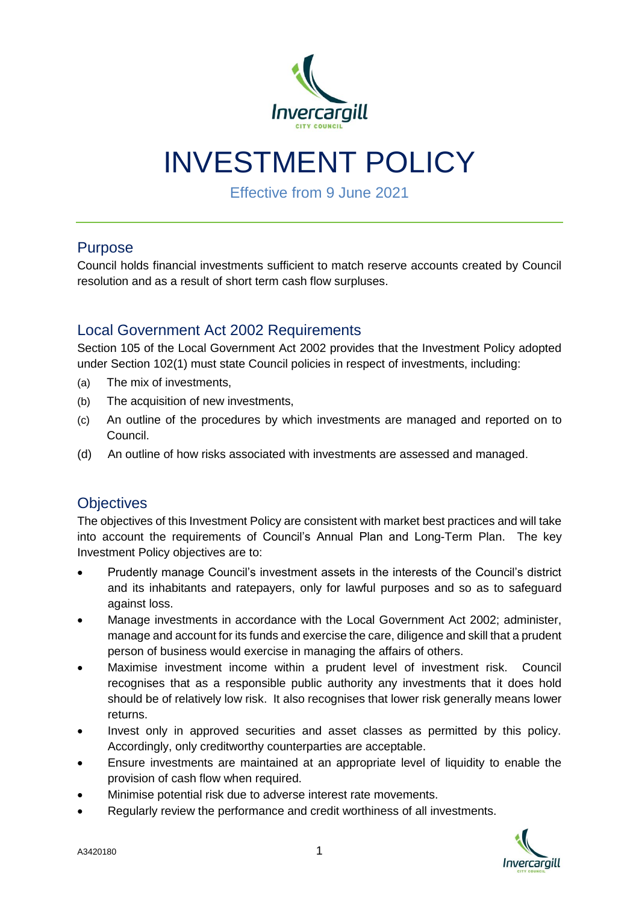# INVESTMENT POLICY

Effective from 9 June 2021

## Purpose

Council holds financial investments sufficient to match reserve accounts created by Council resolution and as a result of short term cash flow surpluses.

## Local Government Act 2002 Requirements

Section 105 of the Local Government Act 2002 provides that the Investment Policy adopted under Section 102(1) must state Council policies in respect of investments, including:

(a) The mix of investments,

(b) The acquisition of new investments,

(c) An outline of the procedures by which investments are managed and reported on to Council.

(d) An outline of how risks associated with investments are assessed and managed.

## Objectives

The objectives of this Investment Policy are consistent with market best practices and will take into account the requirements of Council's Annual Plan and Long-Term Plan. The key Investment Policy objectives are to:

- Prudently manage Council's investment assets in the interests of the Council's district and its inhabitants and ratepayers, only for lawful purposes and so as to safeguard against loss.
- Manage investments in accordance with the Local Government Act 2002; administer, manage and account for its funds and exercise the care, diligence and skill that a prudent person of business would exercise in managing the affairs of others.
- Maximise investment income within a prudent level of investment risk. Council recognises that as a responsible public authority any investments that it does hold should be of relatively low risk. It also recognises that lower risk generally means lower returns.
- Invest only in approved securities and asset classes as permitted by this policy. Accordingly, only creditworthy counterparties are acceptable.
- Ensure investments are maintained at an appropriate level of liquidity to enable the provision of cash flow when required.
- Minimise potential risk due to adverse interest rate movements.
- Regularly review the performance and credit worthiness of all investments.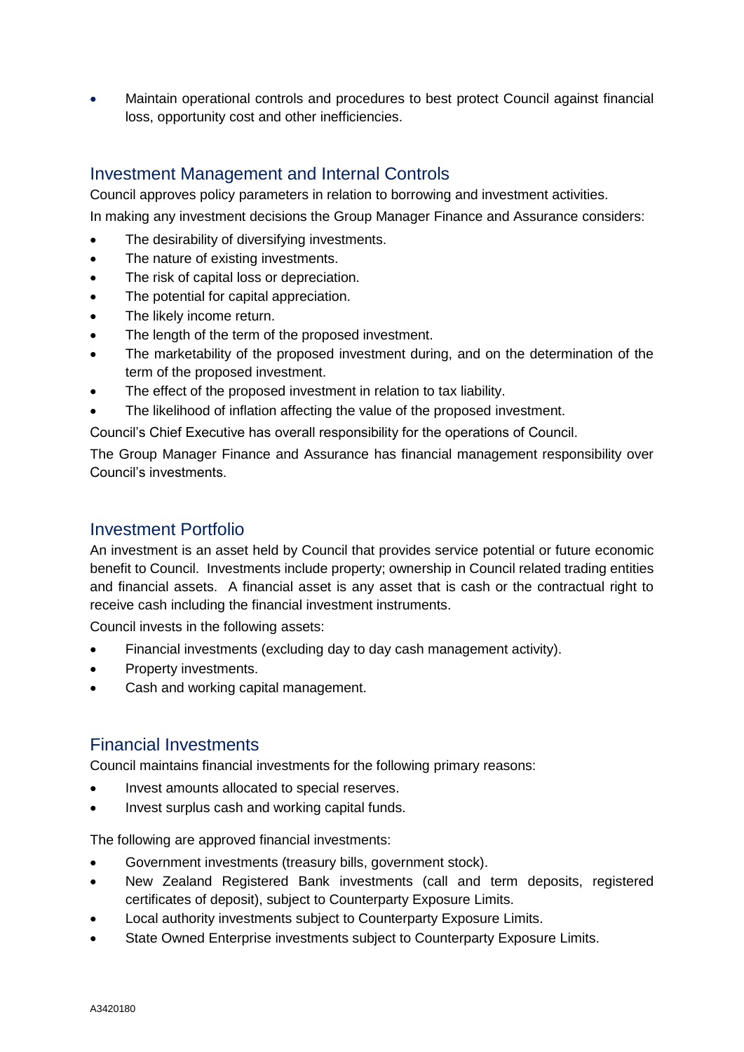- Maintain operational controls and procedures to best protect Council against financial loss, opportunity cost and other inefficiencies.

## Investment Management and Internal Controls

Council approves policy parameters in relation to borrowing and investment activities.

In making any investment decisions the Group Manager Finance and Assurance considers:

- The desirability of diversifying investments.
- The nature of existing investments.
- The risk of capital loss or depreciation.
- The potential for capital appreciation.
- The likely income return.
- The length of the term of the proposed investment.
- The marketability of the proposed investment during, and on the determination of the term of the proposed investment.
- The effect of the proposed investment in relation to tax liability.
- The likelihood of inflation affecting the value of the proposed investment.

Council's Chief Executive has overall responsibility for the operations of Council.

The Group Manager Finance and Assurance has financial management responsibility over Council's investments.

## Investment Portfolio

An investment is an asset held by Council that provides service potential or future economic benefit to Council. Investments include property; ownership in Council related trading entities and financial assets. A financial asset is any asset that is cash or the contractual right to receive cash including the financial investment instruments.

Council invests in the following assets:

- Financial investments (excluding day to day cash management activity).
- Property investments.
- Cash and working capital management.

## Financial Investments

Council maintains financial investments for the following primary reasons:

- Invest amounts allocated to special reserves.
- Invest surplus cash and working capital funds.

The following are approved financial investments:

- Government investments (treasury bills, government stock).
- New Zealand Registered Bank investments (call and term deposits, registered certificates of deposit), subject to Counterparty Exposure Limits.
- Local authority investments subject to Counterparty Exposure Limits.
- State Owned Enterprise investments subject to Counterparty Exposure Limits.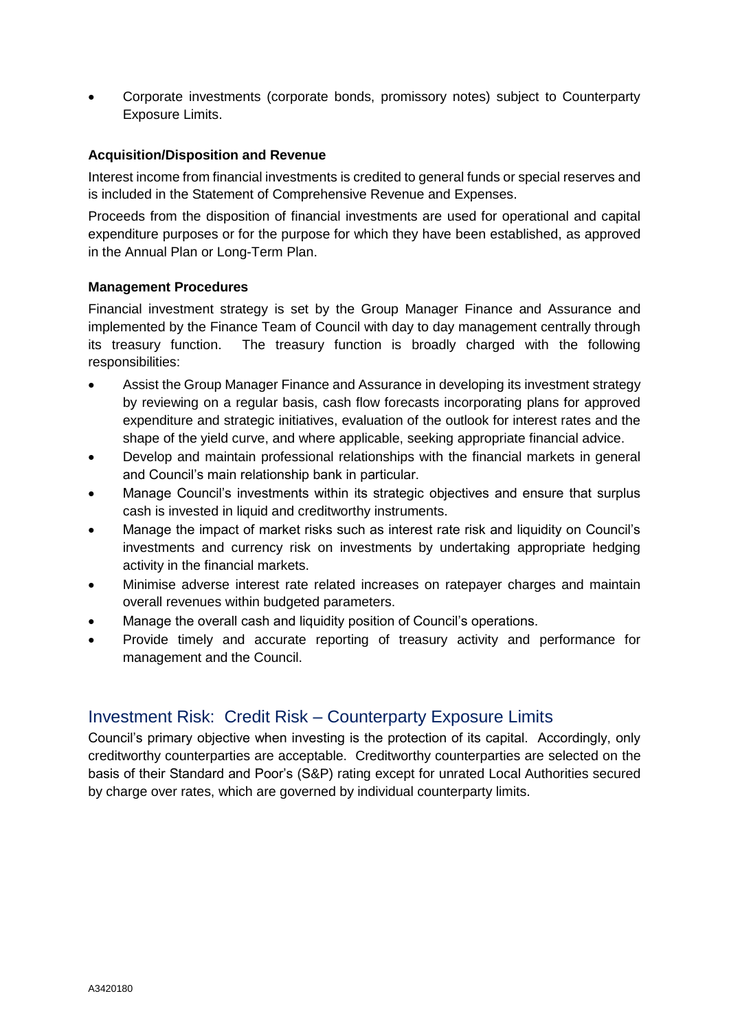- Corporate investments (corporate bonds, promissory notes) subject to Counterparty Exposure Limits.

**Acquisition/Disposition and Revenue**

Interest income from financial investments is credited to general funds or special reserves and is included in the Statement of Comprehensive Revenue and Expenses.

Proceeds from the disposition of financial investments are used for operational and capital expenditure purposes or for the purpose for which they have been established, as approved in the Annual Plan or Long-Term Plan.

**Management Procedures**

Financial investment strategy is set by the Group Manager Finance and Assurance and implemented by the Finance Team of Council with day to day management centrally through its treasury function. The treasury function is broadly charged with the following responsibilities:

- Assist the Group Manager Finance and Assurance in developing its investment strategy by reviewing on a regular basis, cash flow forecasts incorporating plans for approved expenditure and strategic initiatives, evaluation of the outlook for interest rates and the shape of the yield curve, and where applicable, seeking appropriate financial advice.
- Develop and maintain professional relationships with the financial markets in general and Council's main relationship bank in particular.
- Manage Council's investments within its strategic objectives and ensure that surplus cash is invested in liquid and creditworthy instruments.
- Manage the impact of market risks such as interest rate risk and liquidity on Council's investments and currency risk on investments by undertaking appropriate hedging activity in the financial markets.
- Minimise adverse interest rate related increases on ratepayer charges and maintain overall revenues within budgeted parameters.
- Manage the overall cash and liquidity position of Council's operations.
- Provide timely and accurate reporting of treasury activity and performance for management and the Council.

## Investment Risk: Credit Risk – Counterparty Exposure Limits

Council's primary objective when investing is the protection of its capital. Accordingly, only creditworthy counterparties are acceptable. Creditworthy counterparties are selected on the basis of their Standard and Poor's (S&P) rating except for unrated Local Authorities secured by charge over rates, which are governed by individual counterparty limits.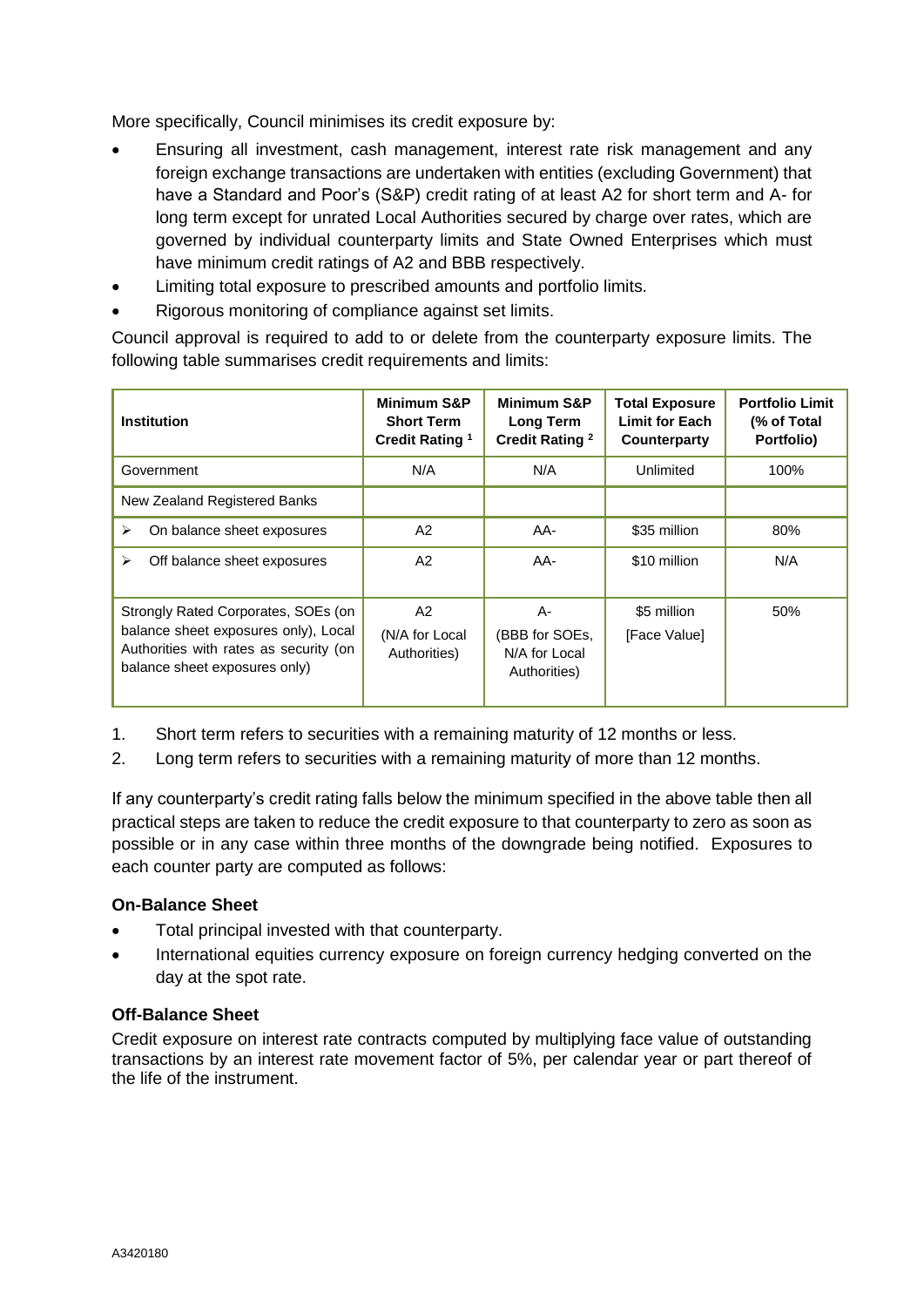More specifically, Council minimises its credit exposure by:

- Ensuring all investment, cash management, interest rate risk management and any foreign exchange transactions are undertaken with entities (excluding Government) that have a Standard and Poor's (S&P) credit rating of at least A2 for short term and A- for long term except for unrated Local Authorities secured by charge over rates, which are governed by individual counterparty limits and State Owned Enterprises which must have minimum credit ratings of A2 and BBB respectively.
- Limiting total exposure to prescribed amounts and portfolio limits.
- Rigorous monitoring of compliance against set limits.

Council approval is required to add to or delete from the counterparty exposure limits. The following table summarises credit requirements and limits:

| Institution | Minimum S&P Short Term Credit Rating [1] | Minimum S&P Long Term Credit Rating [2] | Total Exposure Limit for Each Counterparty | Portfolio Limit (% of Total Portfolio) |
|---|---|---|---|---|
| Government | N/A | N/A | Unlimited | 100% |
| New Zealand Registered Banks | | | | |
| ➢ On balance sheet exposures | A2 | AA- | $35 million | 80% |
| ➢ Off balance sheet exposures | A2 | AA- | $10 million | N/A |
| Strongly Rated Corporates, SOEs (on balance sheet exposures only), Local Authorities with rates as security (on balance sheet exposures only) | A2 (N/A for Local Authorities) | A- (BBB for SOEs, N/A for Local Authorities) | $5 million [Face Value] | 50% |

1. Short term refers to securities with a remaining maturity of 12 months or less.
2. Long term refers to securities with a remaining maturity of more than 12 months.

If any counterparty's credit rating falls below the minimum specified in the above table then all practical steps are taken to reduce the credit exposure to that counterparty to zero as soon as possible or in any case within three months of the downgrade being notified. Exposures to each counter party are computed as follows:

**On-Balance Sheet**

- Total principal invested with that counterparty.
- International equities currency exposure on foreign currency hedging converted on the day at the spot rate.

**Off-Balance Sheet**

Credit exposure on interest rate contracts computed by multiplying face value of outstanding transactions by an interest rate movement factor of 5%, per calendar year or part thereof of the life of the instrument.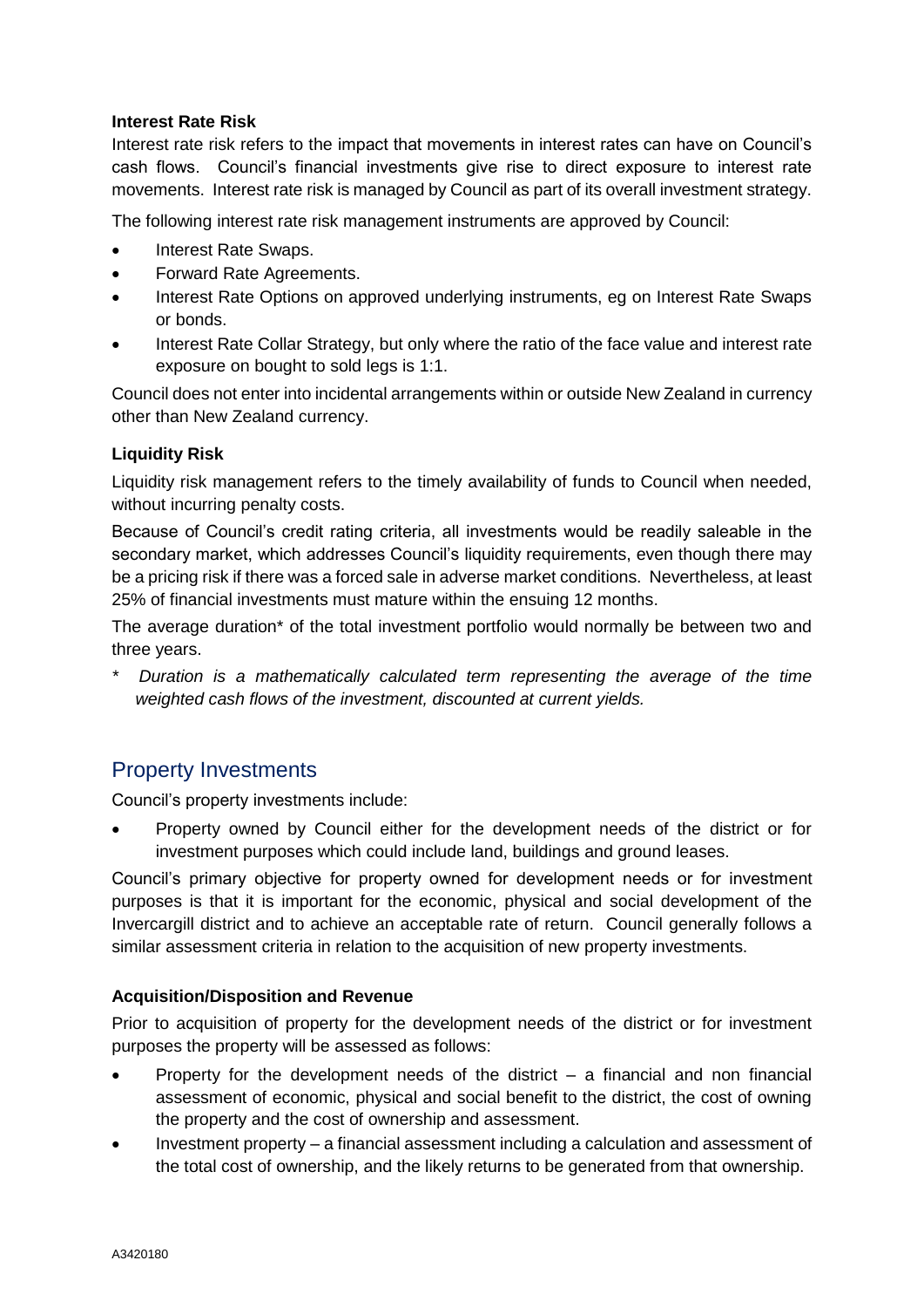#### Interest Rate Risk

Interest rate risk refers to the impact that movements in interest rates can have on Council's cash flows. Council's financial investments give rise to direct exposure to interest rate movements. Interest rate risk is managed by Council as part of its overall investment strategy.

The following interest rate risk management instruments are approved by Council:

- Interest Rate Swaps.
- Forward Rate Agreements.
- Interest Rate Options on approved underlying instruments, eg on Interest Rate Swaps or bonds.
- Interest Rate Collar Strategy, but only where the ratio of the face value and interest rate exposure on bought to sold legs is 1:1.

Council does not enter into incidental arrangements within or outside New Zealand in currency other than New Zealand currency.

#### Liquidity Risk

Liquidity risk management refers to the timely availability of funds to Council when needed, without incurring penalty costs.

Because of Council's credit rating criteria, all investments would be readily saleable in the secondary market, which addresses Council's liquidity requirements, even though there may be a pricing risk if there was a forced sale in adverse market conditions. Nevertheless, at least 25% of financial investments must mature within the ensuing 12 months.

The average duration* of the total investment portfolio would normally be between two and three years.

* *Duration is a mathematically calculated term representing the average of the time weighted cash flows of the investment, discounted at current yields.*

## Property Investments

Council's property investments include:

- Property owned by Council either for the development needs of the district or for investment purposes which could include land, buildings and ground leases.

Council's primary objective for property owned for development needs or for investment purposes is that it is important for the economic, physical and social development of the Invercargill district and to achieve an acceptable rate of return. Council generally follows a similar assessment criteria in relation to the acquisition of new property investments.

#### Acquisition/Disposition and Revenue

Prior to acquisition of property for the development needs of the district or for investment purposes the property will be assessed as follows:

- Property for the development needs of the district – a financial and non financial assessment of economic, physical and social benefit to the district, the cost of owning the property and the cost of ownership and assessment.
- Investment property – a financial assessment including a calculation and assessment of the total cost of ownership, and the likely returns to be generated from that ownership.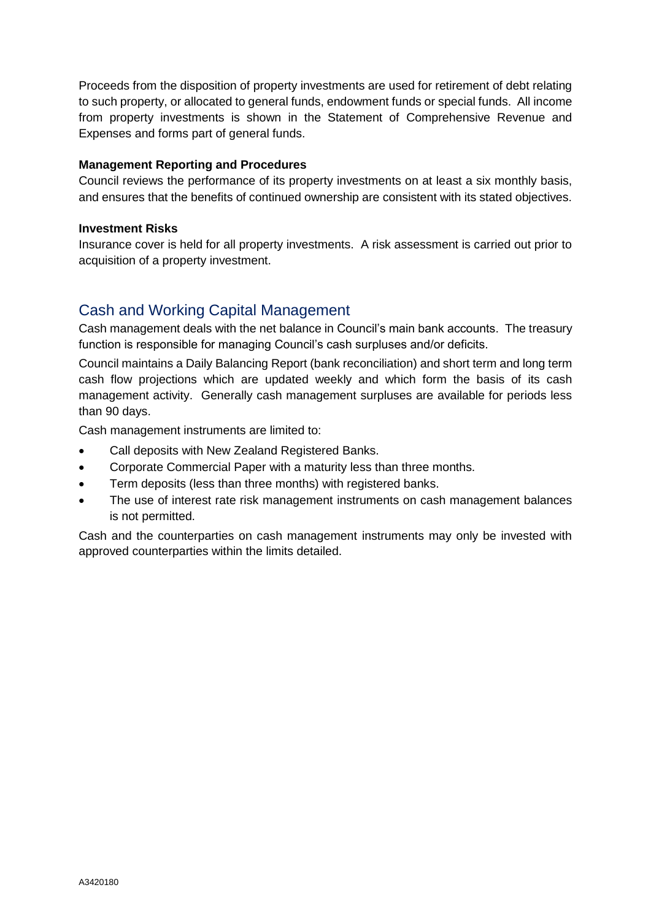Proceeds from the disposition of property investments are used for retirement of debt relating to such property, or allocated to general funds, endowment funds or special funds. All income from property investments is shown in the Statement of Comprehensive Revenue and Expenses and forms part of general funds.

**Management Reporting and Procedures**

Council reviews the performance of its property investments on at least a six monthly basis, and ensures that the benefits of continued ownership are consistent with its stated objectives.

**Investment Risks**

Insurance cover is held for all property investments. A risk assessment is carried out prior to acquisition of a property investment.

## Cash and Working Capital Management

Cash management deals with the net balance in Council's main bank accounts. The treasury function is responsible for managing Council's cash surpluses and/or deficits.

Council maintains a Daily Balancing Report (bank reconciliation) and short term and long term cash flow projections which are updated weekly and which form the basis of its cash management activity. Generally cash management surpluses are available for periods less than 90 days.

Cash management instruments are limited to:

- Call deposits with New Zealand Registered Banks.
- Corporate Commercial Paper with a maturity less than three months.
- Term deposits (less than three months) with registered banks.
- The use of interest rate risk management instruments on cash management balances is not permitted.

Cash and the counterparties on cash management instruments may only be invested with approved counterparties within the limits detailed.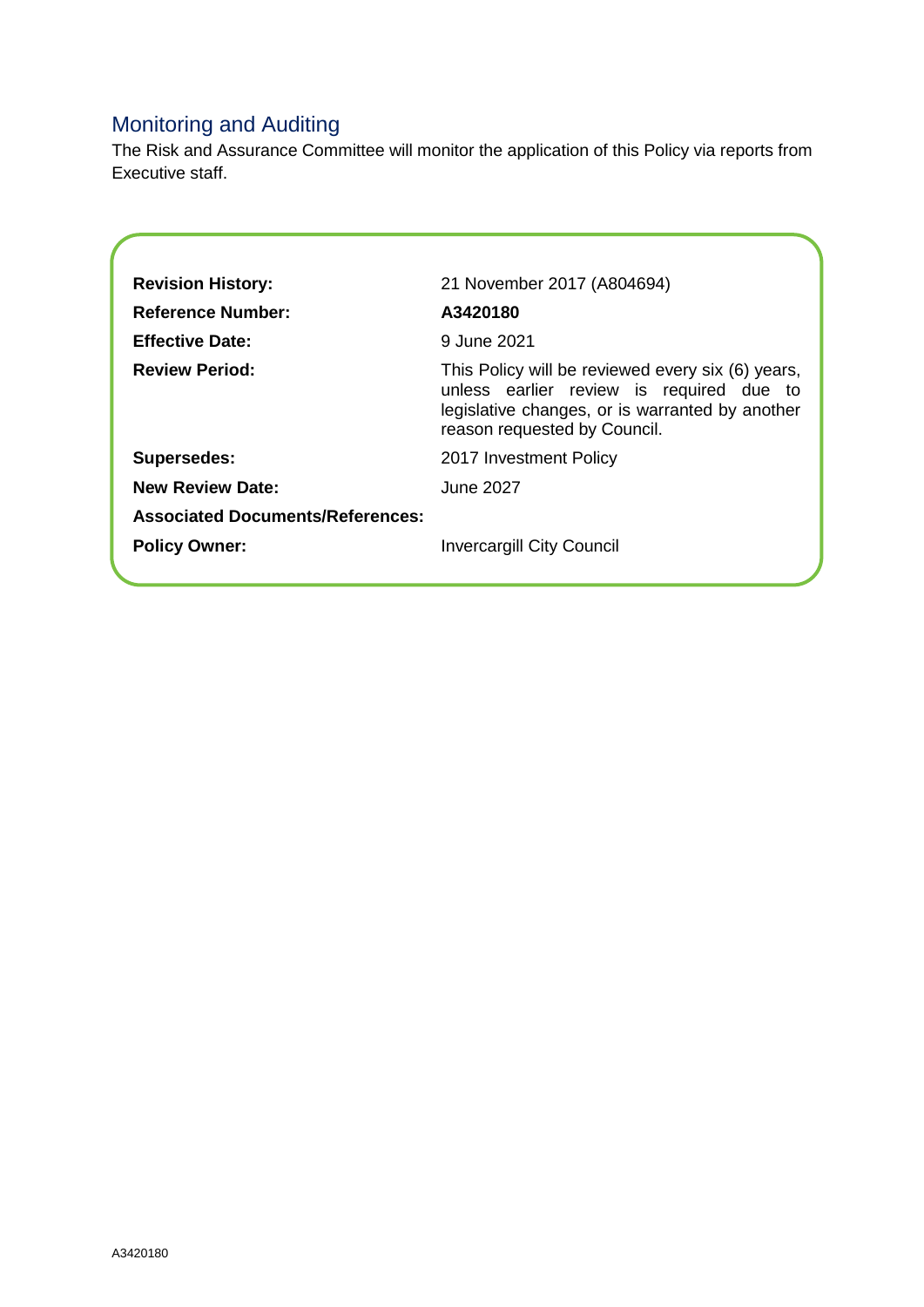## Monitoring and Auditing

The Risk and Assurance Committee will monitor the application of this Policy via reports from Executive staff.

| | |
|---|---|
| **Revision History:** | 21 November 2017 (A804694) |
| **Reference Number:** | **A3420180** |
| **Effective Date:** | 9 June 2021 |
| **Review Period:** | This Policy will be reviewed every six (6) years, unless earlier review is required due to legislative changes, or is warranted by another reason requested by Council. |
| **Supersedes:** | 2017 Investment Policy |
| **New Review Date:** | June 2027 |
| **Associated Documents/References:** | |
| **Policy Owner:** | Invercargill City Council |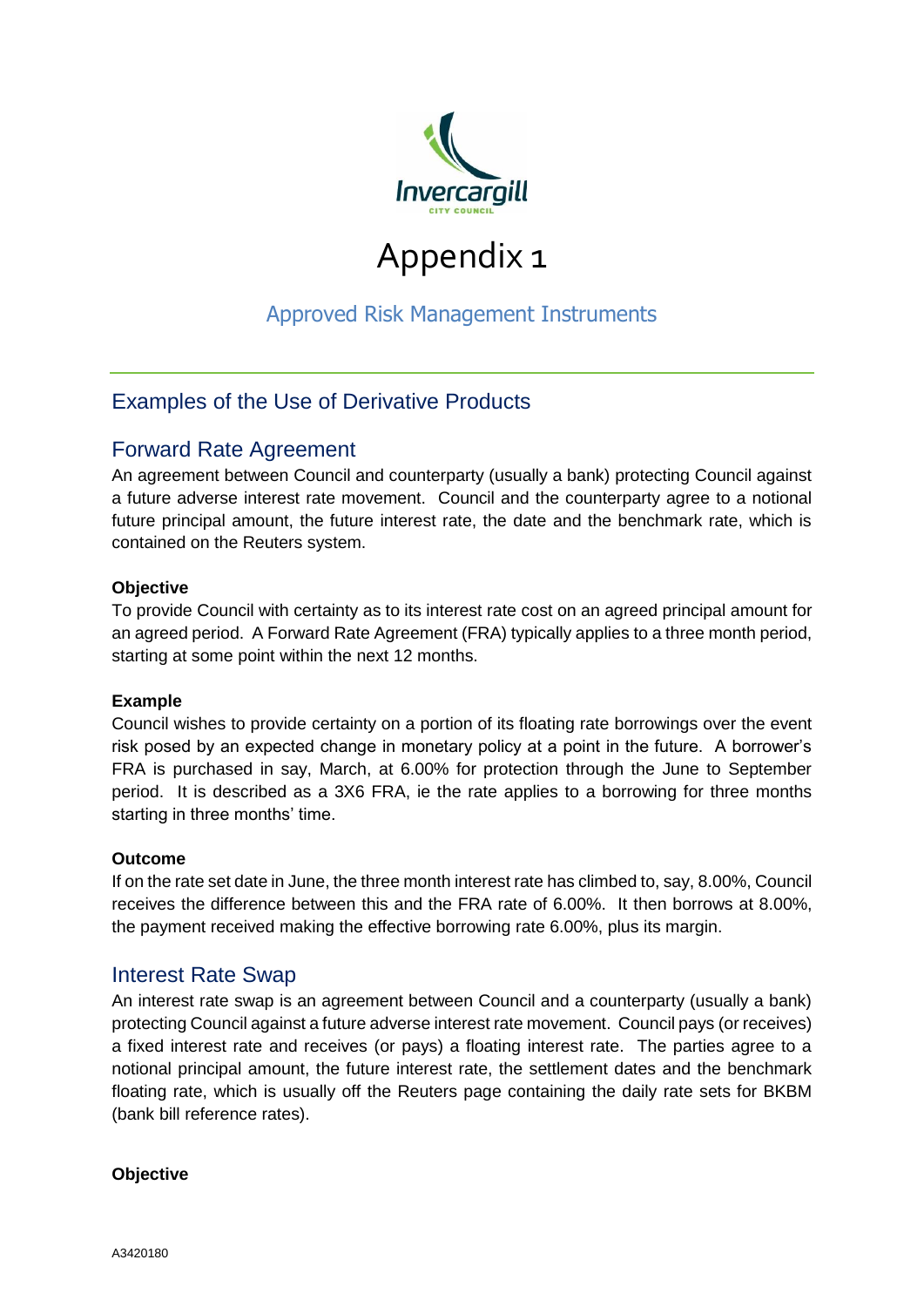# Appendix 1

## Approved Risk Management Instruments

## Examples of the Use of Derivative Products

## Forward Rate Agreement

An agreement between Council and counterparty (usually a bank) protecting Council against a future adverse interest rate movement. Council and the counterparty agree to a notional future principal amount, the future interest rate, the date and the benchmark rate, which is contained on the Reuters system.

**Objective**

To provide Council with certainty as to its interest rate cost on an agreed principal amount for an agreed period. A Forward Rate Agreement (FRA) typically applies to a three month period, starting at some point within the next 12 months.

**Example**

Council wishes to provide certainty on a portion of its floating rate borrowings over the event risk posed by an expected change in monetary policy at a point in the future. A borrower's FRA is purchased in say, March, at 6.00% for protection through the June to September period. It is described as a 3X6 FRA, ie the rate applies to a borrowing for three months starting in three months' time.

**Outcome**

If on the rate set date in June, the three month interest rate has climbed to, say, 8.00%, Council receives the difference between this and the FRA rate of 6.00%. It then borrows at 8.00%, the payment received making the effective borrowing rate 6.00%, plus its margin.

## Interest Rate Swap

An interest rate swap is an agreement between Council and a counterparty (usually a bank) protecting Council against a future adverse interest rate movement. Council pays (or receives) a fixed interest rate and receives (or pays) a floating interest rate. The parties agree to a notional principal amount, the future interest rate, the settlement dates and the benchmark floating rate, which is usually off the Reuters page containing the daily rate sets for BKBM (bank bill reference rates).

**Objective**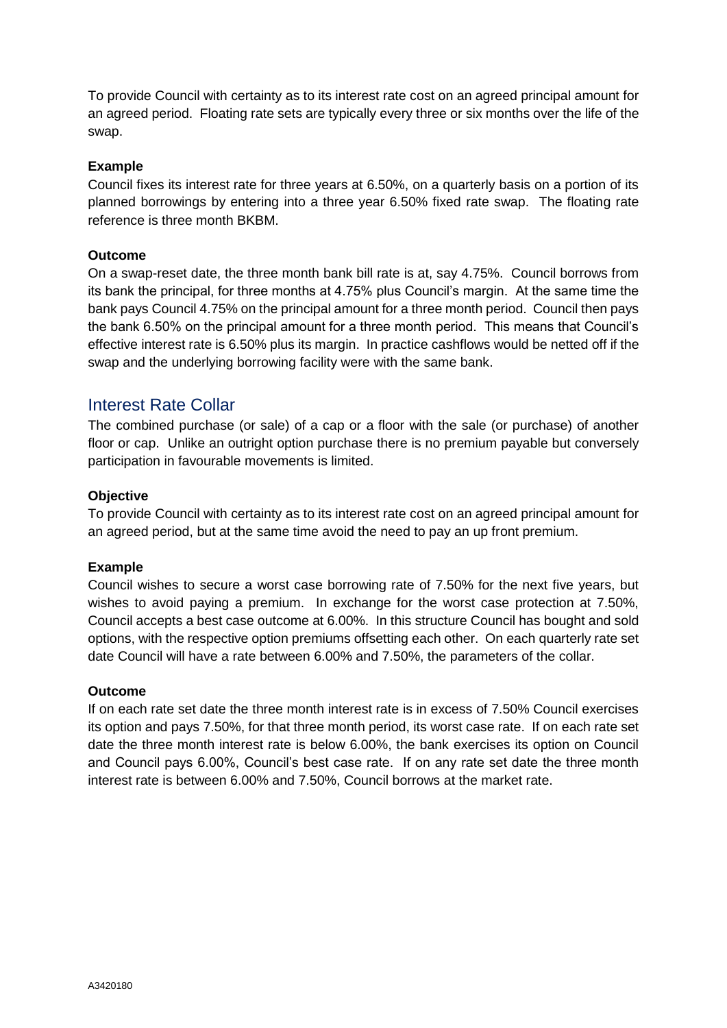To provide Council with certainty as to its interest rate cost on an agreed principal amount for an agreed period. Floating rate sets are typically every three or six months over the life of the swap.

**Example**

Council fixes its interest rate for three years at 6.50%, on a quarterly basis on a portion of its planned borrowings by entering into a three year 6.50% fixed rate swap. The floating rate reference is three month BKBM.

**Outcome**

On a swap-reset date, the three month bank bill rate is at, say 4.75%. Council borrows from its bank the principal, for three months at 4.75% plus Council's margin. At the same time the bank pays Council 4.75% on the principal amount for a three month period. Council then pays the bank 6.50% on the principal amount for a three month period. This means that Council's effective interest rate is 6.50% plus its margin. In practice cashflows would be netted off if the swap and the underlying borrowing facility were with the same bank.

## Interest Rate Collar

The combined purchase (or sale) of a cap or a floor with the sale (or purchase) of another floor or cap. Unlike an outright option purchase there is no premium payable but conversely participation in favourable movements is limited.

**Objective**

To provide Council with certainty as to its interest rate cost on an agreed principal amount for an agreed period, but at the same time avoid the need to pay an up front premium.

**Example**

Council wishes to secure a worst case borrowing rate of 7.50% for the next five years, but wishes to avoid paying a premium. In exchange for the worst case protection at 7.50%, Council accepts a best case outcome at 6.00%. In this structure Council has bought and sold options, with the respective option premiums offsetting each other. On each quarterly rate set date Council will have a rate between 6.00% and 7.50%, the parameters of the collar.

**Outcome**

If on each rate set date the three month interest rate is in excess of 7.50% Council exercises its option and pays 7.50%, for that three month period, its worst case rate. If on each rate set date the three month interest rate is below 6.00%, the bank exercises its option on Council and Council pays 6.00%, Council's best case rate. If on any rate set date the three month interest rate is between 6.00% and 7.50%, Council borrows at the market rate.